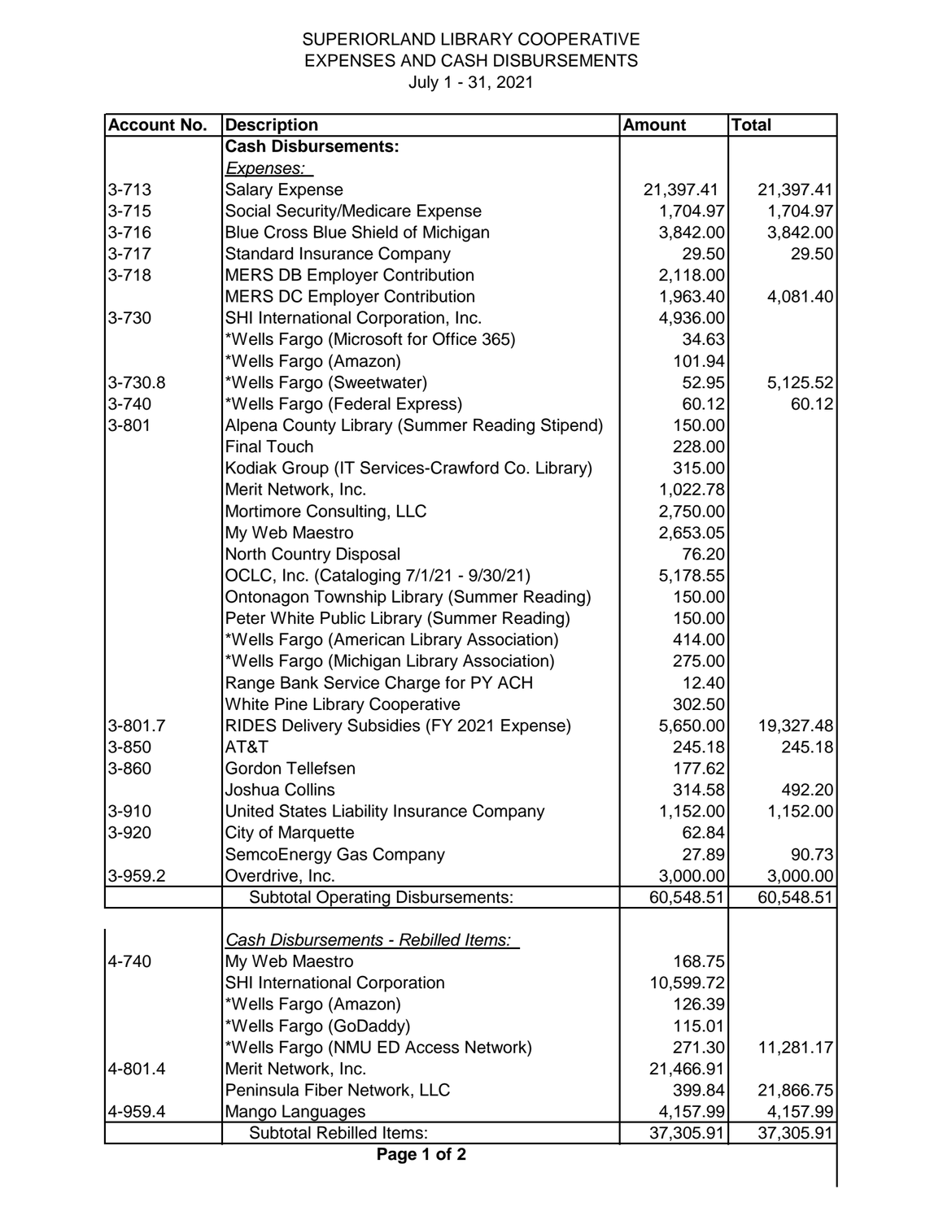SUPERIORLAND LIBRARY COOPERATIVE
EXPENSES AND CASH DISBURSEMENTS
July 1 - 31, 2021

| Account No. | Description | Amount | Total |
|---|---|---|---|
| | **Cash Disbursements:** | | |
| | *Expenses:* | | |
| 3-713 | Salary Expense | 21,397.41 | 21,397.41 |
| 3-715 | Social Security/Medicare Expense | 1,704.97 | 1,704.97 |
| 3-716 | Blue Cross Blue Shield of Michigan | 3,842.00 | 3,842.00 |
| 3-717 | Standard Insurance Company | 29.50 | 29.50 |
| 3-718 | MERS DB Employer Contribution | 2,118.00 | |
| | MERS DC Employer Contribution | 1,963.40 | 4,081.40 |
| 3-730 | SHI International Corporation, Inc. | 4,936.00 | |
| | *Wells Fargo (Microsoft for Office 365) | 34.63 | |
| | *Wells Fargo (Amazon) | 101.94 | |
| 3-730.8 | *Wells Fargo (Sweetwater) | 52.95 | 5,125.52 |
| 3-740 | *Wells Fargo (Federal Express) | 60.12 | 60.12 |
| 3-801 | Alpena County Library (Summer Reading Stipend) | 150.00 | |
| | Final Touch | 228.00 | |
| | Kodiak Group (IT Services-Crawford Co. Library) | 315.00 | |
| | Merit Network, Inc. | 1,022.78 | |
| | Mortimore Consulting, LLC | 2,750.00 | |
| | My Web Maestro | 2,653.05 | |
| | North Country Disposal | 76.20 | |
| | OCLC, Inc. (Cataloging 7/1/21 - 9/30/21) | 5,178.55 | |
| | Ontonagon Township Library (Summer Reading) | 150.00 | |
| | Peter White Public Library (Summer Reading) | 150.00 | |
| | *Wells Fargo (American Library Association) | 414.00 | |
| | *Wells Fargo (Michigan Library Association) | 275.00 | |
| | Range Bank Service Charge for PY ACH | 12.40 | |
| | White Pine Library Cooperative | 302.50 | |
| 3-801.7 | RIDES Delivery Subsidies (FY 2021 Expense) | 5,650.00 | 19,327.48 |
| 3-850 | AT&T | 245.18 | 245.18 |
| 3-860 | Gordon Tellefsen | 177.62 | |
| | Joshua Collins | 314.58 | 492.20 |
| 3-910 | United States Liability Insurance Company | 1,152.00 | 1,152.00 |
| 3-920 | City of Marquette | 62.84 | |
| | SemcoEnergy Gas Company | 27.89 | 90.73 |
| 3-959.2 | Overdrive, Inc. | 3,000.00 | 3,000.00 |
| | Subtotal Operating Disbursements: | 60,548.51 | 60,548.51 |
| | | | |
| | *Cash Disbursements - Rebilled Items:* | | |
| 4-740 | My Web Maestro | 168.75 | |
| | SHI International Corporation | 10,599.72 | |
| | *Wells Fargo (Amazon) | 126.39 | |
| | *Wells Fargo (GoDaddy) | 115.01 | |
| | *Wells Fargo (NMU ED Access Network) | 271.30 | 11,281.17 |
| 4-801.4 | Merit Network, Inc. | 21,466.91 | |
| | Peninsula Fiber Network, LLC | 399.84 | 21,866.75 |
| 4-959.4 | Mango Languages | 4,157.99 | 4,157.99 |
| | Subtotal Rebilled Items: | 37,305.91 | 37,305.91 |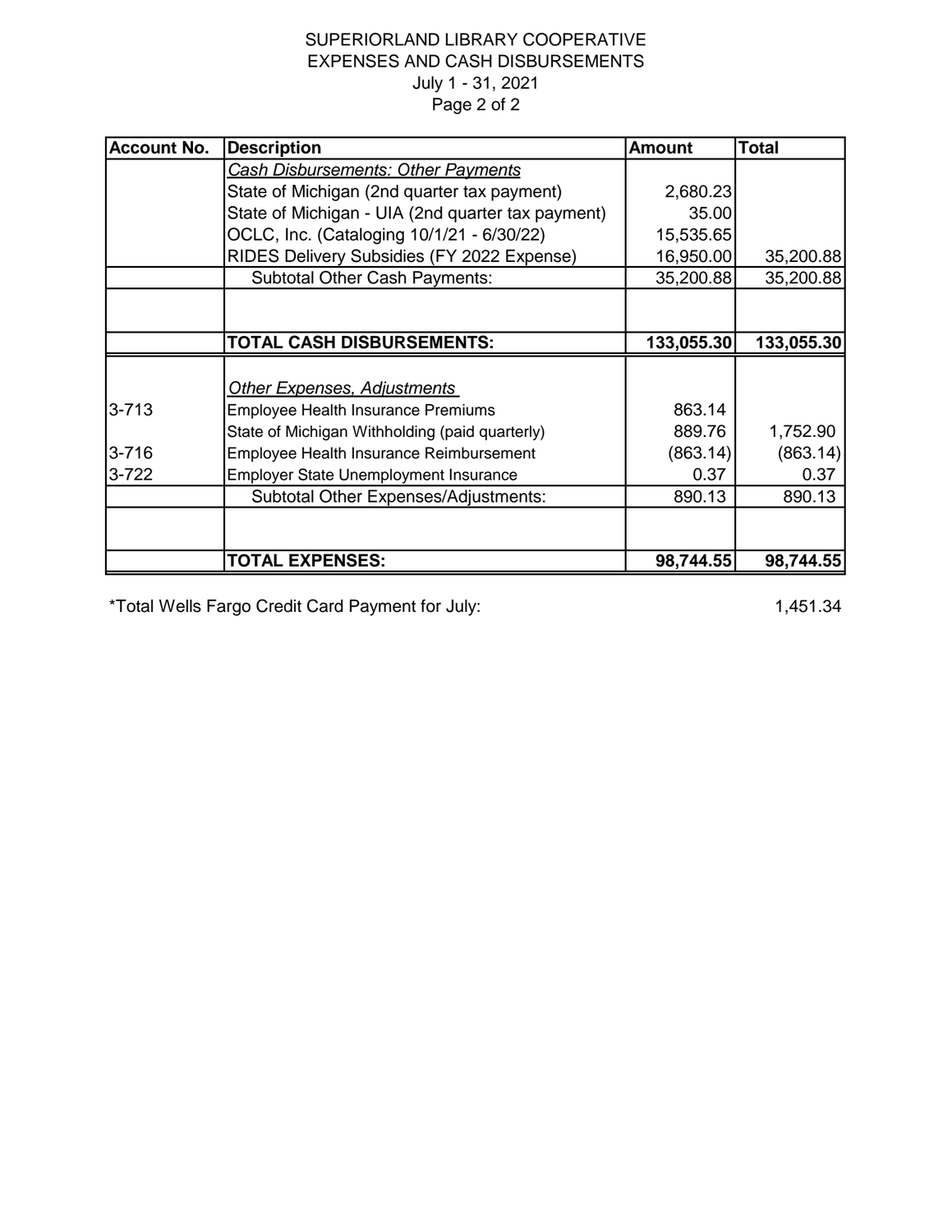SUPERIORLAND LIBRARY COOPERATIVE
EXPENSES AND CASH DISBURSEMENTS
July 1 - 31, 2021

| Account No. | Description | Amount | Total |
|---|---|---|---|
| | *Cash Disbursements: Other Payments* | | |
| | State of Michigan (2nd quarter tax payment) | 2,680.23 | |
| | State of Michigan - UIA (2nd quarter tax payment) | 35.00 | |
| | OCLC, Inc. (Cataloging 10/1/21 - 6/30/22) | 15,535.65 | |
| | RIDES Delivery Subsidies (FY 2022 Expense) | 16,950.00 | 35,200.88 |
| | Subtotal Other Cash Payments: | 35,200.88 | 35,200.88 |
| | | | |
| | **TOTAL CASH DISBURSEMENTS:** | **133,055.30** | **133,055.30** |
| | *Other Expenses, Adjustments* | | |
| 3-713 | Employee Health Insurance Premiums | 863.14 | |
| | State of Michigan Withholding (paid quarterly) | 889.76 | 1,752.90 |
| 3-716 | Employee Health Insurance Reimbursement | (863.14) | (863.14) |
| 3-722 | Employer State Unemployment Insurance | 0.37 | 0.37 |
| | Subtotal Other Expenses/Adjustments: | 890.13 | 890.13 |
| | | | |
| | **TOTAL EXPENSES:** | **98,744.55** | **98,744.55** |

*Total Wells Fargo Credit Card Payment for July: 1,451.34